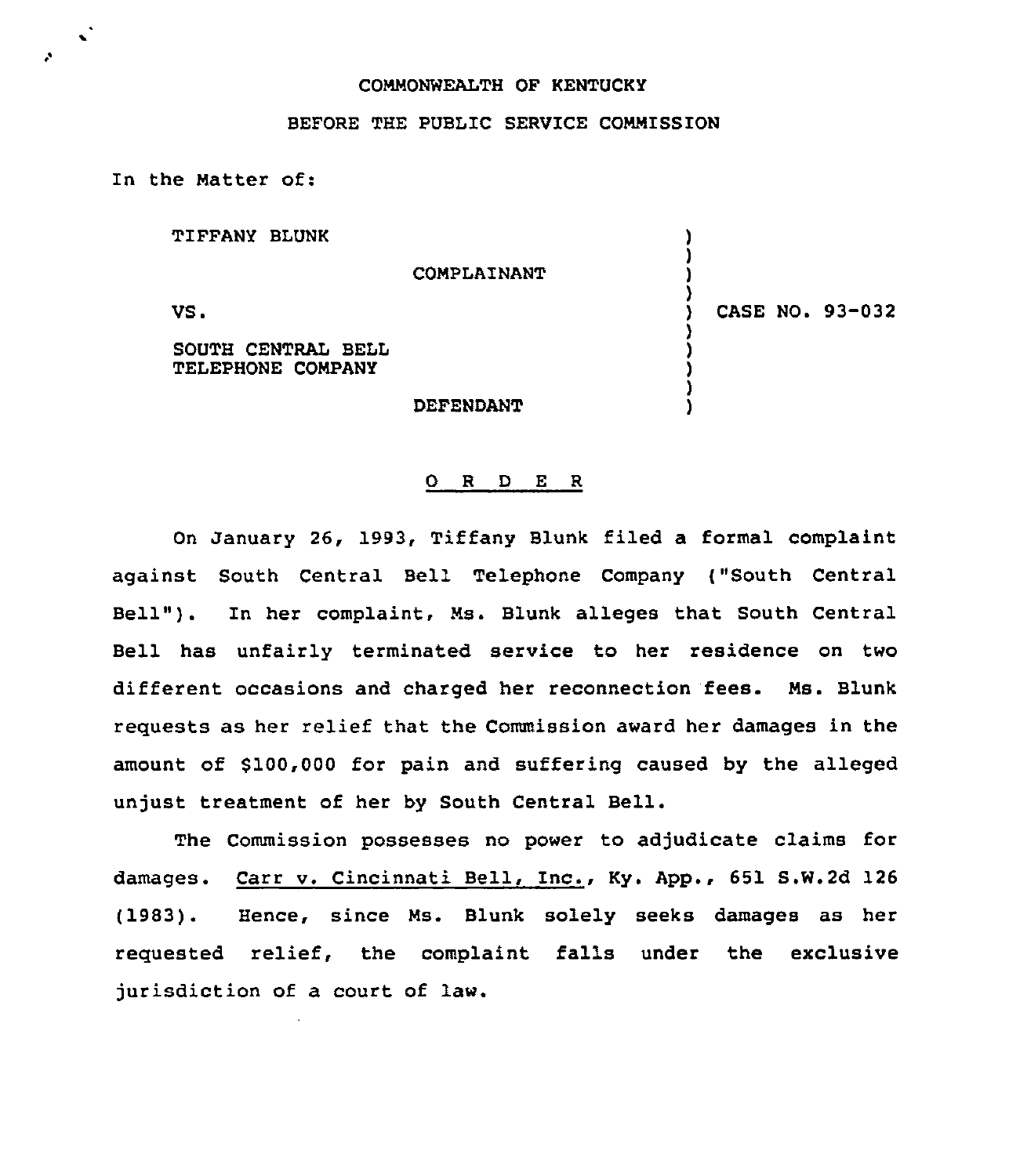COMMONWEALTH OF KENTUCKY

BEFORE THE PUBLIC SERVICE COMMISSION

In the Matter of:

| | | |
|---|---|---|
| TIFFANY BLUNK | ) | |
| COMPLAINANT | ) | |
| VS. | ) | CASE NO. 93-032 |
| SOUTH CENTRAL BELL TELEPHONE COMPANY | ) | |
| DEFENDANT | ) | |

O R D E R

On January 26, 1993, Tiffany Blunk filed a formal complaint against South Central Bell Telephone Company ("South Central Bell"). In her complaint, Ms. Blunk alleges that South Central Bell has unfairly terminated service to her residence on two different occasions and charged her reconnection fees. Ms. Blunk requests as her relief that the Commission award her damages in the amount of $100,000 for pain and suffering caused by the alleged unjust treatment of her by South Central Bell.

The Commission possesses no power to adjudicate claims for damages. Carr v. Cincinnati Bell, Inc., Ky. App., 651 S.W.2d 126 (1983). Hence, since Ms. Blunk solely seeks damages as her requested relief, the complaint falls under the exclusive jurisdiction of a court of law.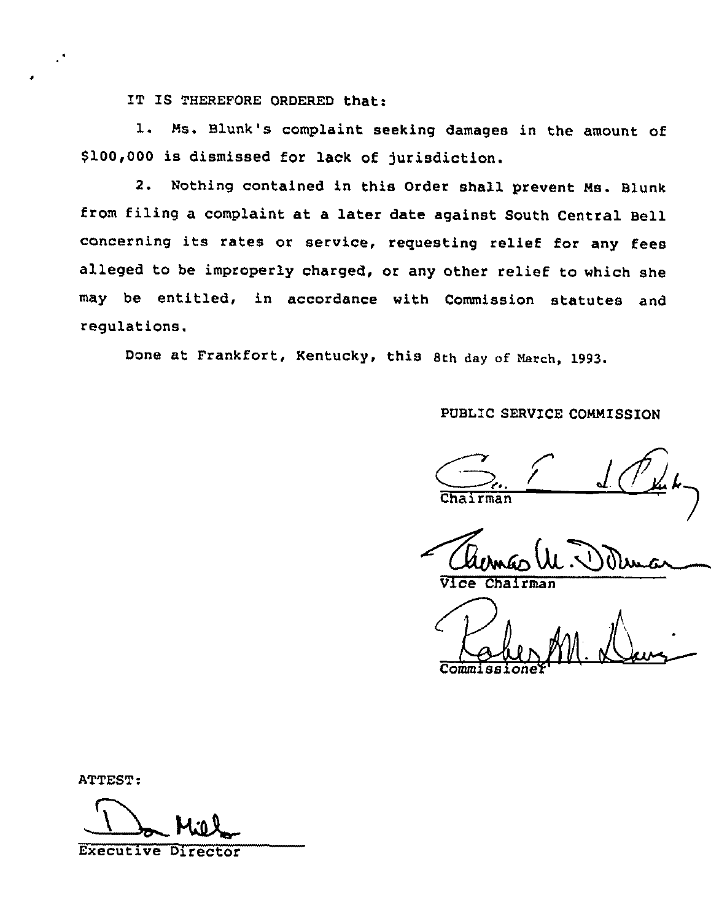IT IS THEREFORE ORDERED that:

1. Ms. Blunk's complaint seeking damages in the amount of $100,000 is dismissed for lack of jurisdiction.

2. Nothing contained in this Order shall prevent Ms. Blunk from filing a complaint at a later date against South Central Bell concerning its rates or service, requesting relief for any fees alleged to be improperly charged, or any other relief to which she may be entitled, in accordance with Commission statutes and regulations.

Done at Frankfort, Kentucky, this 8th day of March, 1993.

PUBLIC SERVICE COMMISSION

Chairman

Vice Chairman

Commissioner

ATTEST:

Executive Director